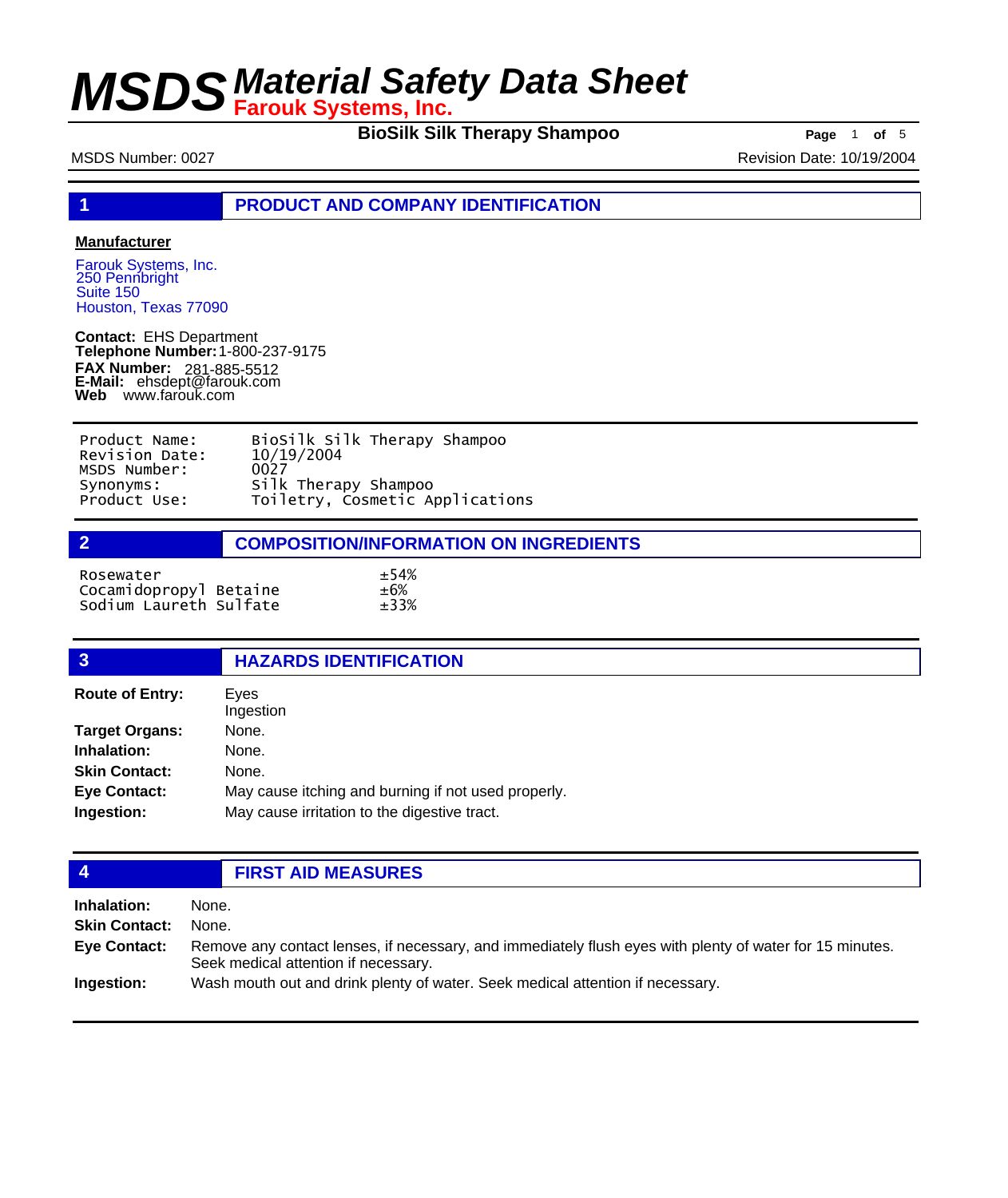# MSDS Material Safety Data Sheet
## Farouk Systems, Inc.

**BioSilk Silk Therapy Shampoo**

MSDS Number: 0027 — Revision Date: 10/19/2004

## 1 PRODUCT AND COMPANY IDENTIFICATION

**Manufacturer**

Farouk Systems, Inc.
250 Pennbright
Suite 150
Houston, Texas 77090

**Contact:** EHS Department
**Telephone Number:** 1-800-237-9175
**FAX Number:** 281-885-5512
**E-Mail:** ehsdept@farouk.com
**Web** www.farouk.com

| | |
|---|---|
| Product Name: | BioSilk Silk Therapy Shampoo |
| Revision Date: | 10/19/2004 |
| MSDS Number: | 0027 |
| Synonyms: | Silk Therapy Shampoo |
| Product Use: | Toiletry, Cosmetic Applications |

## 2 COMPOSITION/INFORMATION ON INGREDIENTS

| | |
|---|---|
| Rosewater | ±54% |
| Cocamidopropyl Betaine | ±6% |
| Sodium Laureth Sulfate | ±33% |

## 3 HAZARDS IDENTIFICATION

**Route of Entry:** Eyes
Ingestion

**Target Organs:** None.

**Inhalation:** None.

**Skin Contact:** None.

**Eye Contact:** May cause itching and burning if not used properly.

**Ingestion:** May cause irritation to the digestive tract.

## 4 FIRST AID MEASURES

**Inhalation:** None.

**Skin Contact:** None.

**Eye Contact:** Remove any contact lenses, if necessary, and immediately flush eyes with plenty of water for 15 minutes. Seek medical attention if necessary.

**Ingestion:** Wash mouth out and drink plenty of water. Seek medical attention if necessary.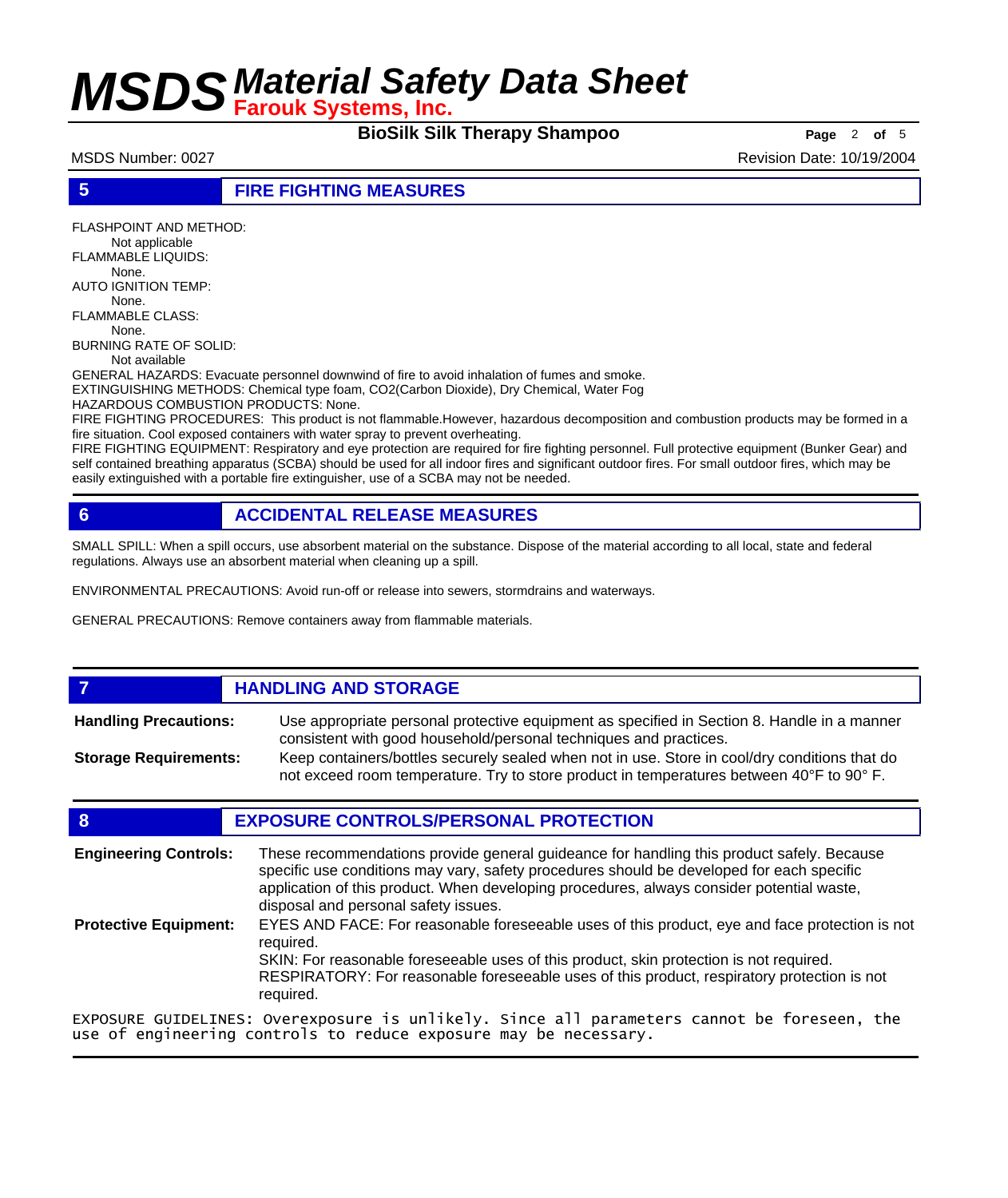## 5 FIRE FIGHTING MEASURES

FLASHPOINT AND METHOD:
Not applicable

FLAMMABLE LIQUIDS:
None.

AUTO IGNITION TEMP:
None.

FLAMMABLE CLASS:
None.

BURNING RATE OF SOLID:
Not available

GENERAL HAZARDS: Evacuate personnel downwind of fire to avoid inhalation of fumes and smoke.

EXTINGUISHING METHODS: Chemical type foam, $CO_2$(Carbon Dioxide), Dry Chemical, Water Fog

HAZARDOUS COMBUSTION PRODUCTS: None.

FIRE FIGHTING PROCEDURES: This product is not flammable.However, hazardous decomposition and combustion products may be formed in a fire situation. Cool exposed containers with water spray to prevent overheating.

FIRE FIGHTING EQUIPMENT: Respiratory and eye protection are required for fire fighting personnel. Full protective equipment (Bunker Gear) and self contained breathing apparatus (SCBA) should be used for all indoor fires and significant outdoor fires. For small outdoor fires, which may be easily extinguished with a portable fire extinguisher, use of a SCBA may not be needed.

## 6 ACCIDENTAL RELEASE MEASURES

SMALL SPILL: When a spill occurs, use absorbent material on the substance. Dispose of the material according to all local, state and federal regulations. Always use an absorbent material when cleaning up a spill.

ENVIRONMENTAL PRECAUTIONS: Avoid run-off or release into sewers, stormdrains and waterways.

GENERAL PRECAUTIONS: Remove containers away from flammable materials.

## 7 HANDLING AND STORAGE

**Handling Precautions:** Use appropriate personal protective equipment as specified in Section 8. Handle in a manner consistent with good household/personal techniques and practices.

**Storage Requirements:** Keep containers/bottles securely sealed when not in use. Store in cool/dry conditions that do not exceed room temperature. Try to store product in temperatures between 40° F to 90° F.

## 8 EXPOSURE CONTROLS/PERSONAL PROTECTION

**Engineering Controls:** These recommendations provide general guideance for handling this product safely. Because specific use conditions may vary, safety procedures should be developed for each specific application of this product. When developing procedures, always consider potential waste, disposal and personal safety issues.

**Protective Equipment:** EYES AND FACE: For reasonable foreseeable uses of this product, eye and face protection is not required.
SKIN: For reasonable foreseeable uses of this product, skin protection is not required.
RESPIRATORY: For reasonable foreseeable uses of this product, respiratory protection is not required.

EXPOSURE GUIDELINES: Overexposure is unlikely. Since all parameters cannot be foreseen, the use of engineering controls to reduce exposure may be necessary.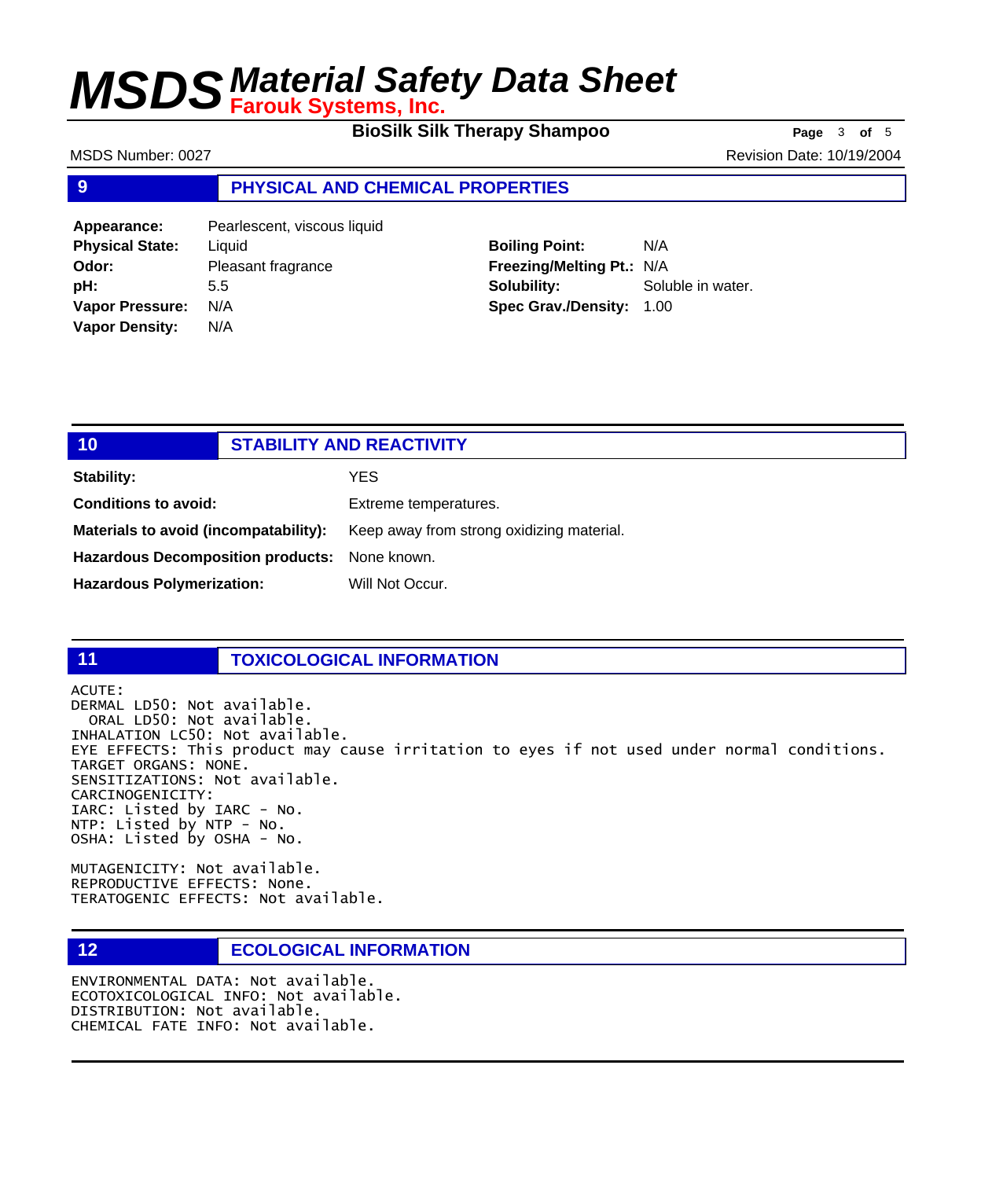## 9 PHYSICAL AND CHEMICAL PROPERTIES

**Appearance:** Pearlescent, viscous liquid
**Physical State:** Liquid
**Odor:** Pleasant fragrance
**pH:** 5.5
**Vapor Pressure:** N/A
**Vapor Density:** N/A

**Boiling Point:** N/A
**Freezing/Melting Pt.:** N/A
**Solubility:** Soluble in water.
**Spec Grav./Density:** 1.00

## 10 STABILITY AND REACTIVITY

**Stability:** YES

**Conditions to avoid:** Extreme temperatures.

**Materials to avoid (incompatability):** Keep away from strong oxidizing material.

**Hazardous Decomposition products:** None known.

**Hazardous Polymerization:** Will Not Occur.

## 11 TOXICOLOGICAL INFORMATION

ACUTE:
DERMAL LD50: Not available.
ORAL LD50: Not available.
INHALATION LC50: Not available.
EYE EFFECTS: This product may cause irritation to eyes if not used under normal conditions.
TARGET ORGANS: NONE.
SENSITIZATIONS: Not available.
CARCINOGENICITY:
IARC: Listed by IARC - No.
NTP: Listed by NTP - No.
OSHA: Listed by OSHA - No.

MUTAGENICITY: Not available.
REPRODUCTIVE EFFECTS: None.
TERATOGENIC EFFECTS: Not available.

## 12 ECOLOGICAL INFORMATION

ENVIRONMENTAL DATA: Not available.
ECOTOXICOLOGICAL INFO: Not available.
DISTRIBUTION: Not available.
CHEMICAL FATE INFO: Not available.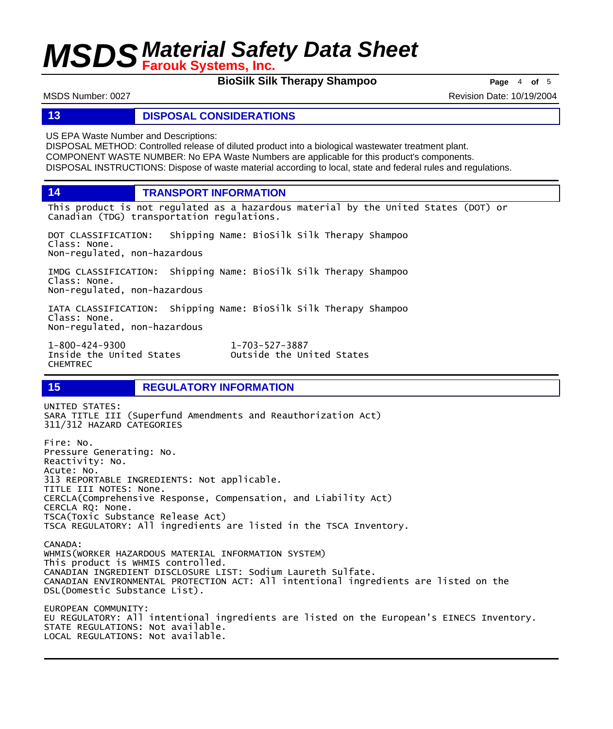## 13 DISPOSAL CONSIDERATIONS

US EPA Waste Number and Descriptions:
DISPOSAL METHOD: Controlled release of diluted product into a biological wastewater treatment plant.
COMPONENT WASTE NUMBER: No EPA Waste Numbers are applicable for this product's components.
DISPOSAL INSTRUCTIONS: Dispose of waste material according to local, state and federal rules and regulations.

## 14 TRANSPORT INFORMATION

This product is not regulated as a hazardous material by the United States (DOT) or Canadian (TDG) transportation regulations.

DOT CLASSIFICATION: Shipping Name: BioSilk Silk Therapy Shampoo
Class: None.
Non-regulated, non-hazardous

IMDG CLASSIFICATION: Shipping Name: BioSilk Silk Therapy Shampoo
Class: None.
Non-regulated, non-hazardous

IATA CLASSIFICATION: Shipping Name: BioSilk Silk Therapy Shampoo
Class: None.
Non-regulated, non-hazardous

1-800-424-9300
Inside the United States
CHEMTREC

1-703-527-3887
Outside the United States

## 15 REGULATORY INFORMATION

UNITED STATES:
SARA TITLE III (Superfund Amendments and Reauthorization Act)
311/312 HAZARD CATEGORIES

Fire: No.
Pressure Generating: No.
Reactivity: No.
Acute: No.
313 REPORTABLE INGREDIENTS: Not applicable.
TITLE III NOTES: None.
CERCLA(Comprehensive Response, Compensation, and Liability Act)
CERCLA RQ: None.
TSCA(Toxic Substance Release Act)
TSCA REGULATORY: All ingredients are listed in the TSCA Inventory.

CANADA:
WHMIS(WORKER HAZARDOUS MATERIAL INFORMATION SYSTEM)
This product is WHMIS controlled.
CANADIAN INGREDIENT DISCLOSURE LIST: Sodium Laureth Sulfate.
CANADIAN ENVIRONMENTAL PROTECTION ACT: All intentional ingredients are listed on the DSL(Domestic Substance List).

EUROPEAN COMMUNITY:
EU REGULATORY: All intentional ingredients are listed on the European's EINECS Inventory.
STATE REGULATIONS: Not available.
LOCAL REGULATIONS: Not available.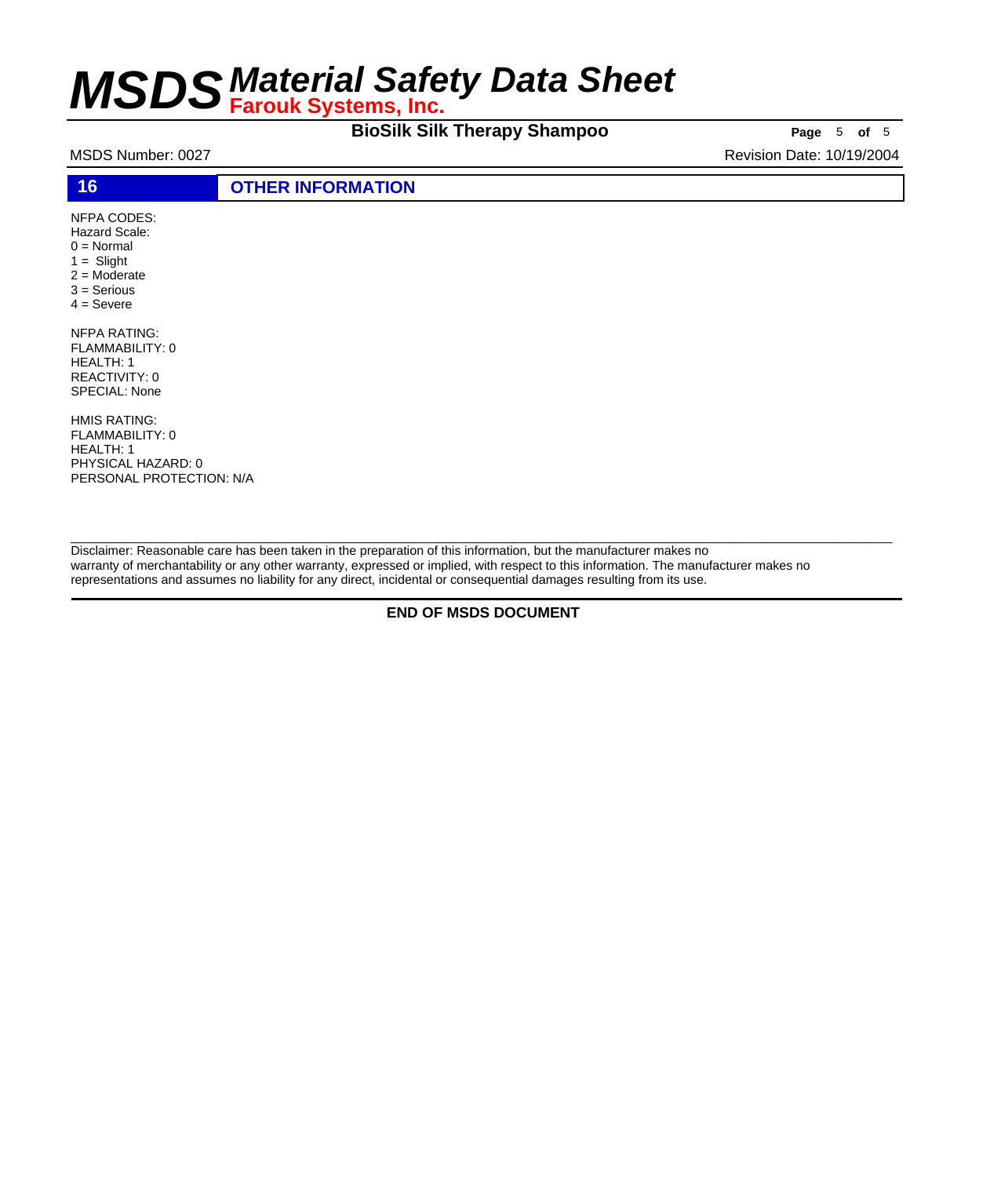## 16 OTHER INFORMATION

NFPA CODES:
Hazard Scale:
0 = Normal
1 = Slight
2 = Moderate
3 = Serious
4 = Severe

NFPA RATING:
FLAMMABILITY: 0
HEALTH: 1
REACTIVITY: 0
SPECIAL: None

HMIS RATING:
FLAMMABILITY: 0
HEALTH: 1
PHYSICAL HAZARD: 0
PERSONAL PROTECTION: N/A

---

Disclaimer: Reasonable care has been taken in the preparation of this information, but the manufacturer makes no warranty of merchantability or any other warranty, expressed or implied, with respect to this information. The manufacturer makes no representations and assumes no liability for any direct, incidental or consequential damages resulting from its use.

---

**END OF MSDS DOCUMENT**